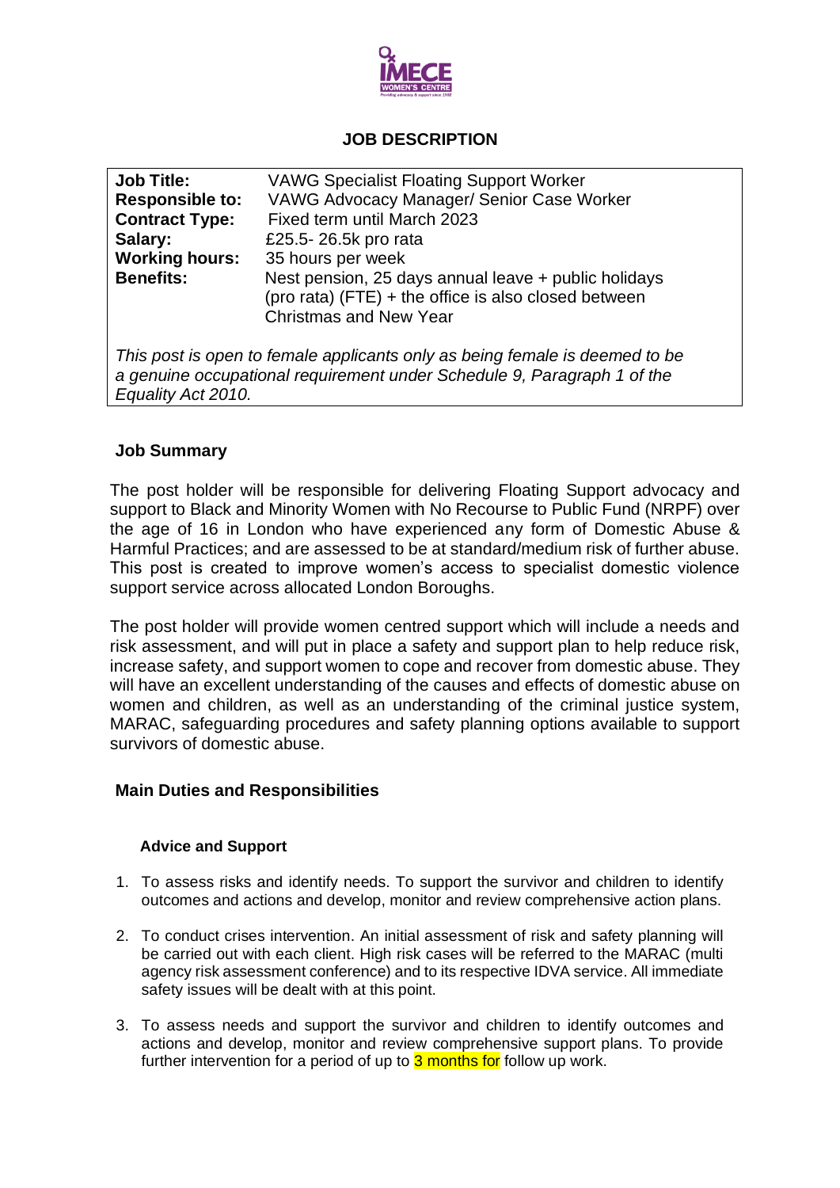## JOB DESCRIPTION

| | |
|---|---|
| **Job Title:** | VAWG Specialist Floating Support Worker |
| **Responsible to:** | VAWG Advocacy Manager/ Senior Case Worker |
| **Contract Type:** | Fixed term until March 2023 |
| **Salary:** | £25.5- 26.5k pro rata |
| **Working hours:** | 35 hours per week |
| **Benefits:** | Nest pension, 25 days annual leave + public holidays (pro rata) (FTE) + the office is also closed between Christmas and New Year |

*This post is open to female applicants only as being female is deemed to be a genuine occupational requirement under Schedule 9, Paragraph 1 of the Equality Act 2010.*

### Job Summary

The post holder will be responsible for delivering Floating Support advocacy and support to Black and Minority Women with No Recourse to Public Fund (NRPF) over the age of 16 in London who have experienced any form of Domestic Abuse & Harmful Practices; and are assessed to be at standard/medium risk of further abuse. This post is created to improve women's access to specialist domestic violence support service across allocated London Boroughs.

The post holder will provide women centred support which will include a needs and risk assessment, and will put in place a safety and support plan to help reduce risk, increase safety, and support women to cope and recover from domestic abuse. They will have an excellent understanding of the causes and effects of domestic abuse on women and children, as well as an understanding of the criminal justice system, MARAC, safeguarding procedures and safety planning options available to support survivors of domestic abuse.

### Main Duties and Responsibilities

#### Advice and Support

1. To assess risks and identify needs. To support the survivor and children to identify outcomes and actions and develop, monitor and review comprehensive action plans.
2. To conduct crises intervention. An initial assessment of risk and safety planning will be carried out with each client. High risk cases will be referred to the MARAC (multi agency risk assessment conference) and to its respective IDVA service. All immediate safety issues will be dealt with at this point.
3. To assess needs and support the survivor and children to identify outcomes and actions and develop, monitor and review comprehensive support plans. To provide further intervention for a period of up to 3 months for follow up work.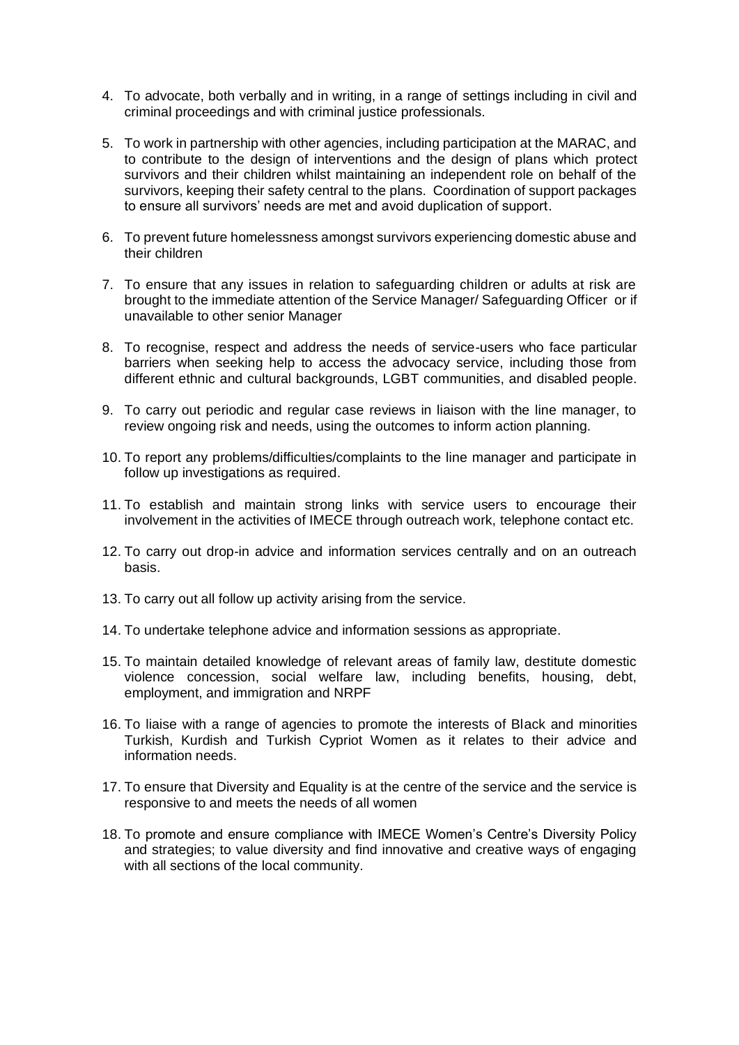4. To advocate, both verbally and in writing, in a range of settings including in civil and criminal proceedings and with criminal justice professionals.

5. To work in partnership with other agencies, including participation at the MARAC, and to contribute to the design of interventions and the design of plans which protect survivors and their children whilst maintaining an independent role on behalf of the survivors, keeping their safety central to the plans. Coordination of support packages to ensure all survivors' needs are met and avoid duplication of support.

6. To prevent future homelessness amongst survivors experiencing domestic abuse and their children

7. To ensure that any issues in relation to safeguarding children or adults at risk are brought to the immediate attention of the Service Manager/ Safeguarding Officer or if unavailable to other senior Manager

8. To recognise, respect and address the needs of service-users who face particular barriers when seeking help to access the advocacy service, including those from different ethnic and cultural backgrounds, LGBT communities, and disabled people.

9. To carry out periodic and regular case reviews in liaison with the line manager, to review ongoing risk and needs, using the outcomes to inform action planning.

10. To report any problems/difficulties/complaints to the line manager and participate in follow up investigations as required.

11. To establish and maintain strong links with service users to encourage their involvement in the activities of IMECE through outreach work, telephone contact etc.

12. To carry out drop-in advice and information services centrally and on an outreach basis.

13. To carry out all follow up activity arising from the service.

14. To undertake telephone advice and information sessions as appropriate.

15. To maintain detailed knowledge of relevant areas of family law, destitute domestic violence concession, social welfare law, including benefits, housing, debt, employment, and immigration and NRPF

16. To liaise with a range of agencies to promote the interests of Black and minorities Turkish, Kurdish and Turkish Cypriot Women as it relates to their advice and information needs.

17. To ensure that Diversity and Equality is at the centre of the service and the service is responsive to and meets the needs of all women

18. To promote and ensure compliance with IMECE Women's Centre's Diversity Policy and strategies; to value diversity and find innovative and creative ways of engaging with all sections of the local community.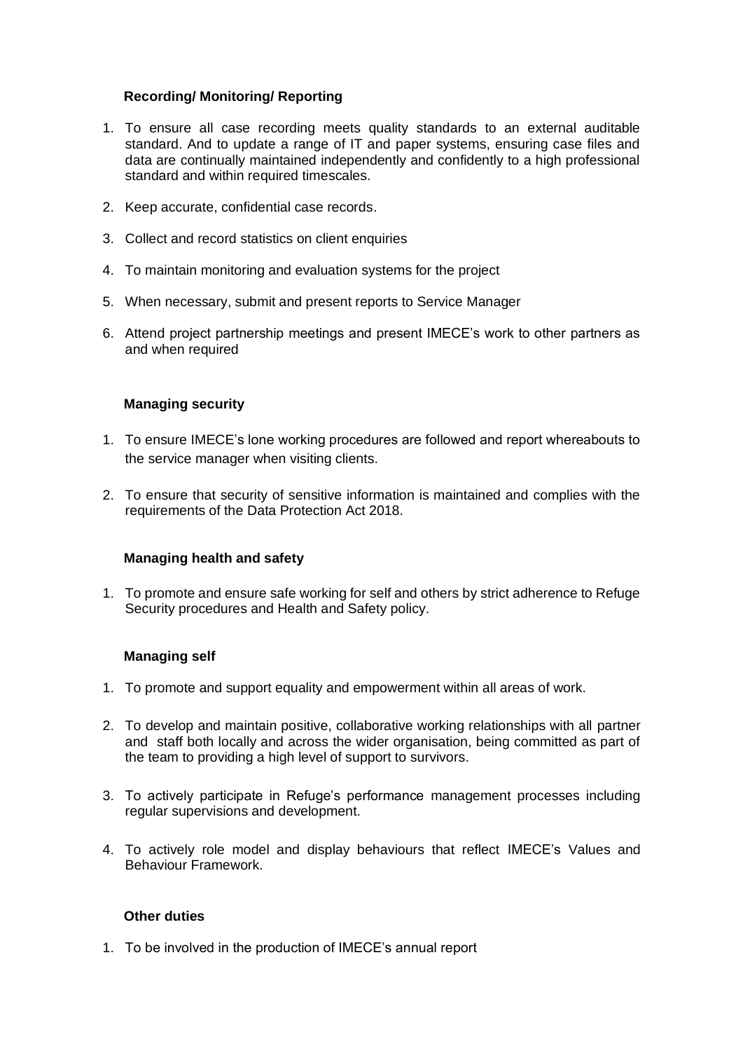**Recording/ Monitoring/ Reporting**

1. To ensure all case recording meets quality standards to an external auditable standard. And to update a range of IT and paper systems, ensuring case files and data are continually maintained independently and confidently to a high professional standard and within required timescales.
2. Keep accurate, confidential case records.
3. Collect and record statistics on client enquiries
4. To maintain monitoring and evaluation systems for the project
5. When necessary, submit and present reports to Service Manager
6. Attend project partnership meetings and present IMECE's work to other partners as and when required

**Managing security**

1. To ensure IMECE's lone working procedures are followed and report whereabouts to the service manager when visiting clients.
2. To ensure that security of sensitive information is maintained and complies with the requirements of the Data Protection Act 2018.

**Managing health and safety**

1. To promote and ensure safe working for self and others by strict adherence to Refuge Security procedures and Health and Safety policy.

**Managing self**

1. To promote and support equality and empowerment within all areas of work.
2. To develop and maintain positive, collaborative working relationships with all partner and staff both locally and across the wider organisation, being committed as part of the team to providing a high level of support to survivors.
3. To actively participate in Refuge's performance management processes including regular supervisions and development.
4. To actively role model and display behaviours that reflect IMECE's Values and Behaviour Framework.

**Other duties**

1. To be involved in the production of IMECE's annual report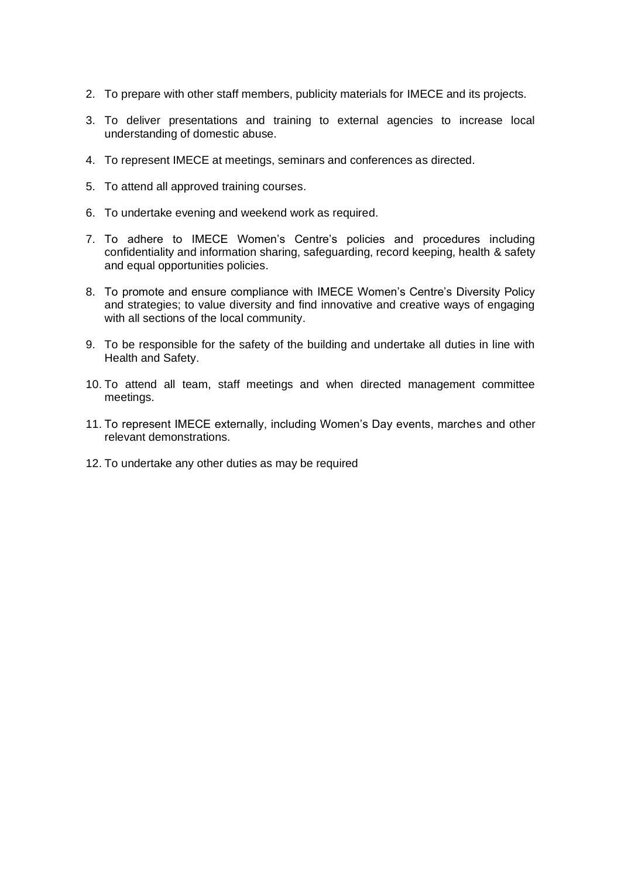2. To prepare with other staff members, publicity materials for IMECE and its projects.

3. To deliver presentations and training to external agencies to increase local understanding of domestic abuse.

4. To represent IMECE at meetings, seminars and conferences as directed.

5. To attend all approved training courses.

6. To undertake evening and weekend work as required.

7. To adhere to IMECE Women's Centre's policies and procedures including confidentiality and information sharing, safeguarding, record keeping, health & safety and equal opportunities policies.

8. To promote and ensure compliance with IMECE Women's Centre's Diversity Policy and strategies; to value diversity and find innovative and creative ways of engaging with all sections of the local community.

9. To be responsible for the safety of the building and undertake all duties in line with Health and Safety.

10. To attend all team, staff meetings and when directed management committee meetings.

11. To represent IMECE externally, including Women's Day events, marches and other relevant demonstrations.

12. To undertake any other duties as may be required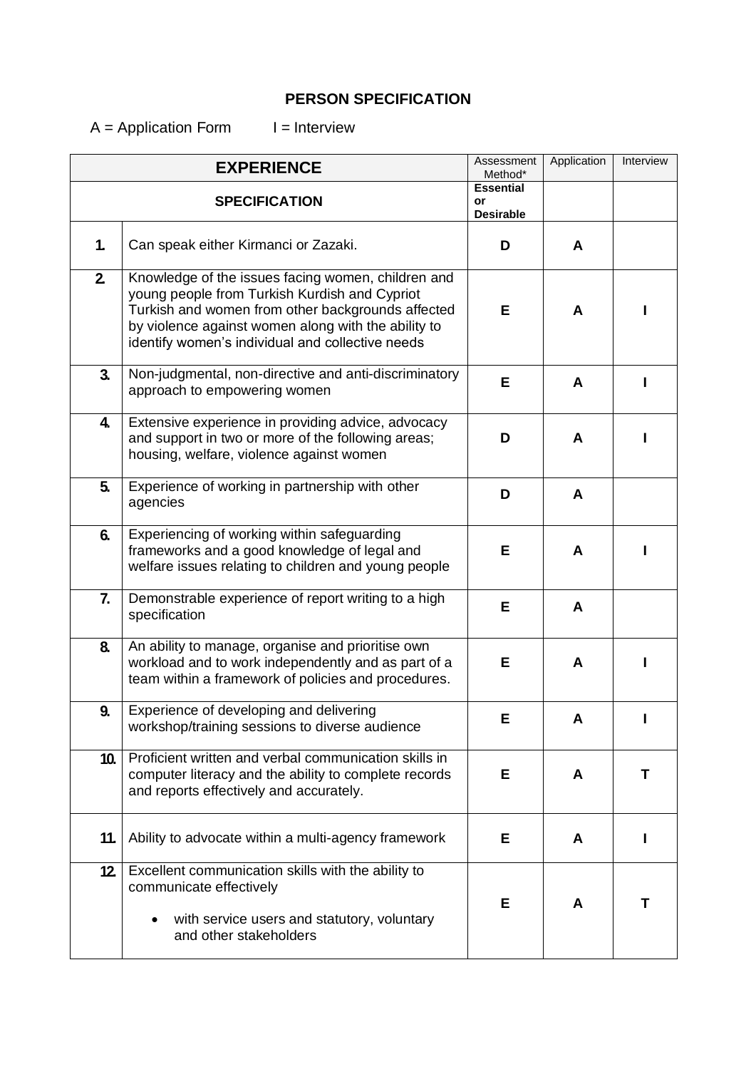**PERSON SPECIFICATION**

A = Application Form I = Interview

| EXPERIENCE | | Assessment Method* | Application | Interview |
|---|---|---|---|---|
| SPECIFICATION | | Essential or Desirable | | |
| 1. | Can speak either Kirmanci or Zazaki. | D | A | |
| 2. | Knowledge of the issues facing women, children and young people from Turkish Kurdish and Cypriot Turkish and women from other backgrounds affected by violence against women along with the ability to identify women's individual and collective needs | E | A | I |
| 3. | Non-judgmental, non-directive and anti-discriminatory approach to empowering women | E | A | I |
| 4. | Extensive experience in providing advice, advocacy and support in two or more of the following areas; housing, welfare, violence against women | D | A | I |
| 5. | Experience of working in partnership with other agencies | D | A | |
| 6. | Experiencing of working within safeguarding frameworks and a good knowledge of legal and welfare issues relating to children and young people | E | A | I |
| 7. | Demonstrable experience of report writing to a high specification | E | A | |
| 8. | An ability to manage, organise and prioritise own workload and to work independently and as part of a team within a framework of policies and procedures. | E | A | I |
| 9. | Experience of developing and delivering workshop/training sessions to diverse audience | E | A | I |
| 10. | Proficient written and verbal communication skills in computer literacy and the ability to complete records and reports effectively and accurately. | E | A | T |
| 11. | Ability to advocate within a multi-agency framework | E | A | I |
| 12. | Excellent communication skills with the ability to communicate effectively<br>• with service users and statutory, voluntary and other stakeholders | E | A | T |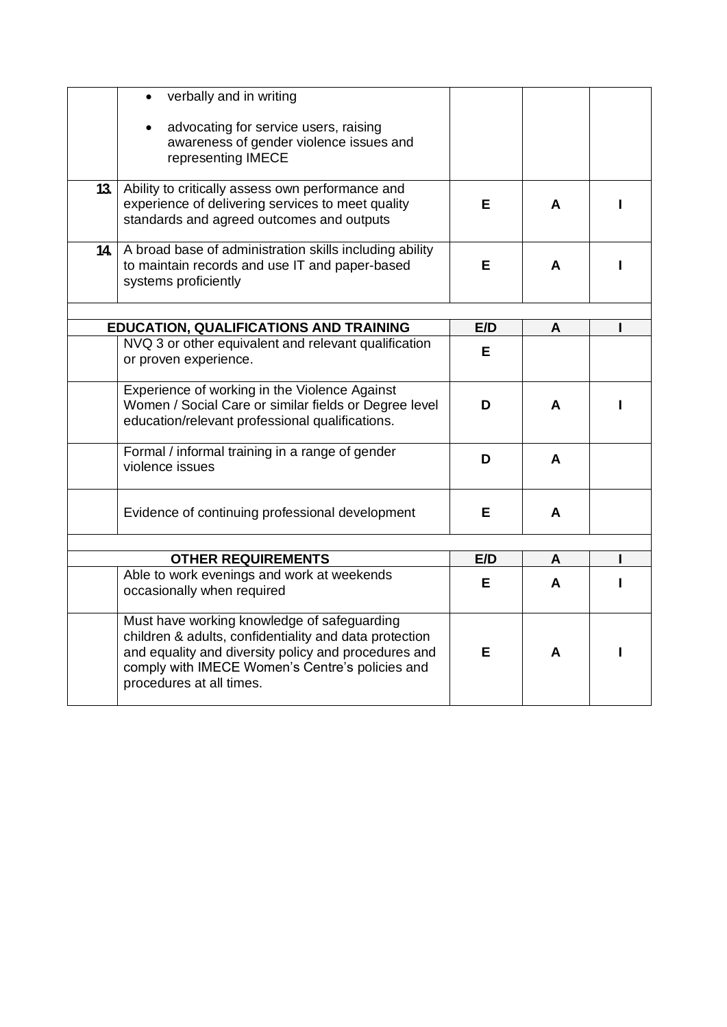| | | | | |
|---|---|---|---|---|
| | <ul><li>verbally and in writing</li><li>advocating for service users, raising awareness of gender violence issues and representing IMECE</li></ul> | | | |
| 13. | Ability to critically assess own performance and experience of delivering services to meet quality standards and agreed outcomes and outputs | E | A | I |
| 14. | A broad base of administration skills including ability to maintain records and use IT and paper-based systems proficiently | E | A | I |
| | | | | |
| **EDUCATION, QUALIFICATIONS AND TRAINING** | | **E/D** | **A** | **I** |
| | NVQ 3 or other equivalent and relevant qualification or proven experience. | E | | |
| | Experience of working in the Violence Against Women / Social Care or similar fields or Degree level education/relevant professional qualifications. | D | A | I |
| | Formal / informal training in a range of gender violence issues | D | A | |
| | Evidence of continuing professional development | E | A | |
| | | | | |
| **OTHER REQUIREMENTS** | | **E/D** | **A** | **I** |
| | Able to work evenings and work at weekends occasionally when required | E | A | I |
| | Must have working knowledge of safeguarding children & adults, confidentiality and data protection and equality and diversity policy and procedures and comply with IMECE Women's Centre's policies and procedures at all times. | E | A | I |